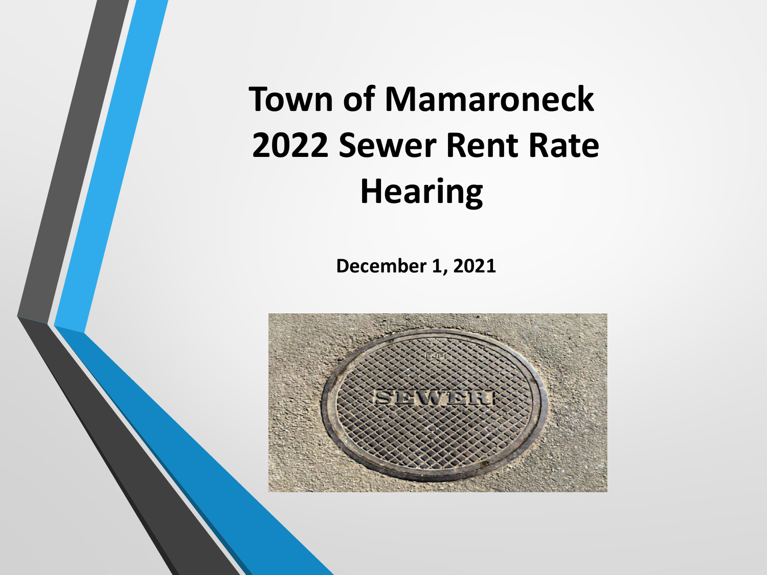# Town of Mamaroneck 2022 Sewer Rent Rate Hearing

**December 1, 2021**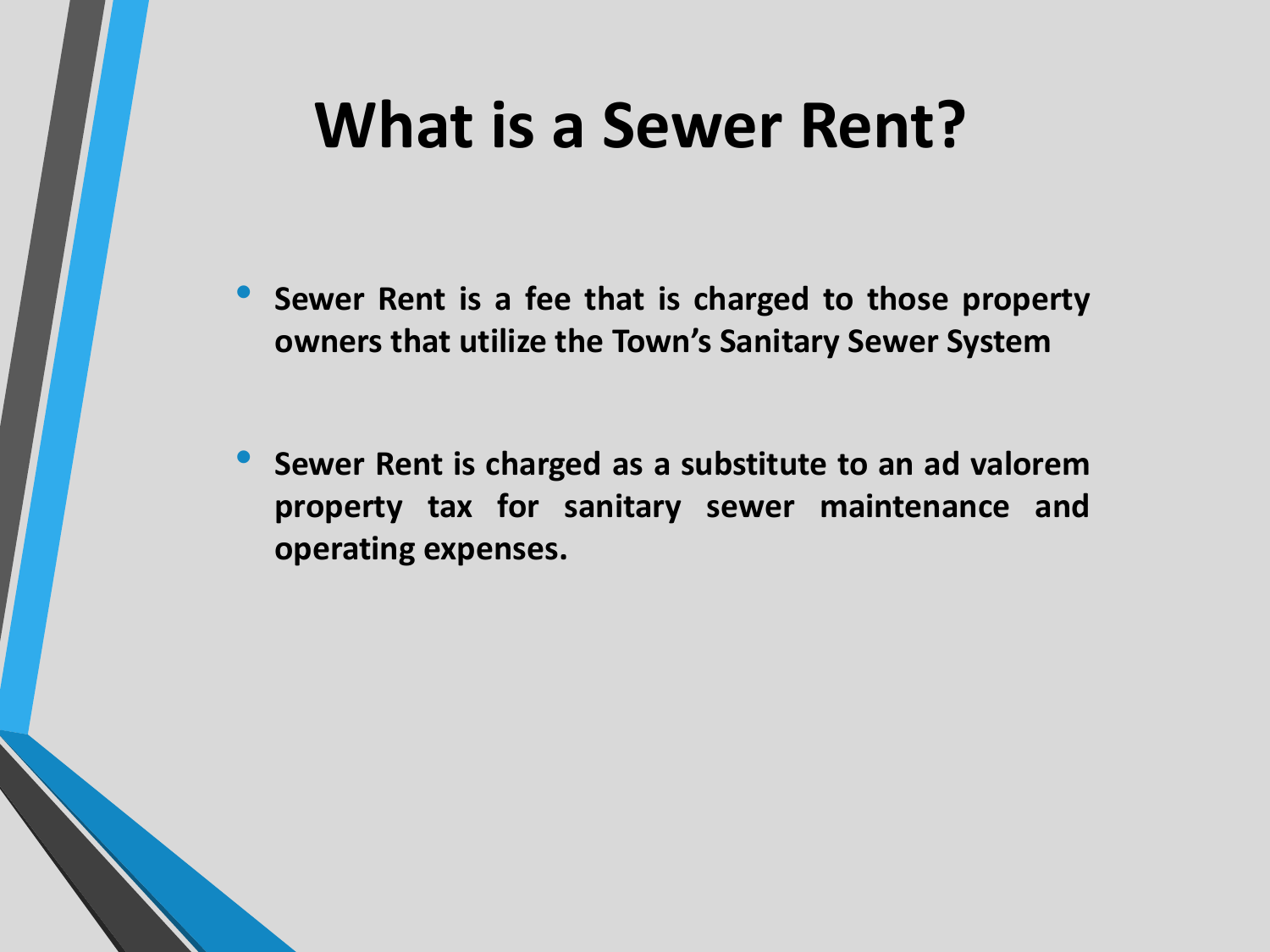# What is a Sewer Rent?

- **Sewer Rent is a fee that is charged to those property owners that utilize the Town's Sanitary Sewer System**

- **Sewer Rent is charged as a substitute to an ad valorem property tax for sanitary sewer maintenance and operating expenses.**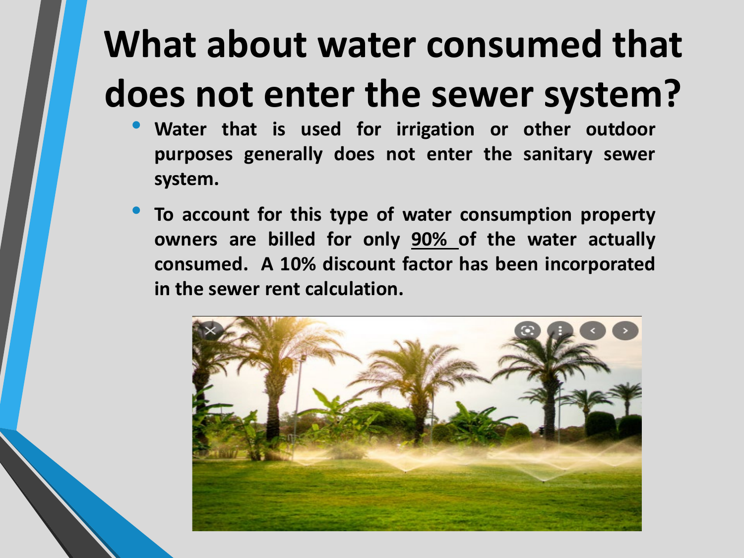# What about water consumed that does not enter the sewer system?

- **Water that is used for irrigation or other outdoor purposes generally does not enter the sanitary sewer system.**
- **To account for this type of water consumption property owners are billed for only 90% of the water actually consumed. A 10% discount factor has been incorporated in the sewer rent calculation.**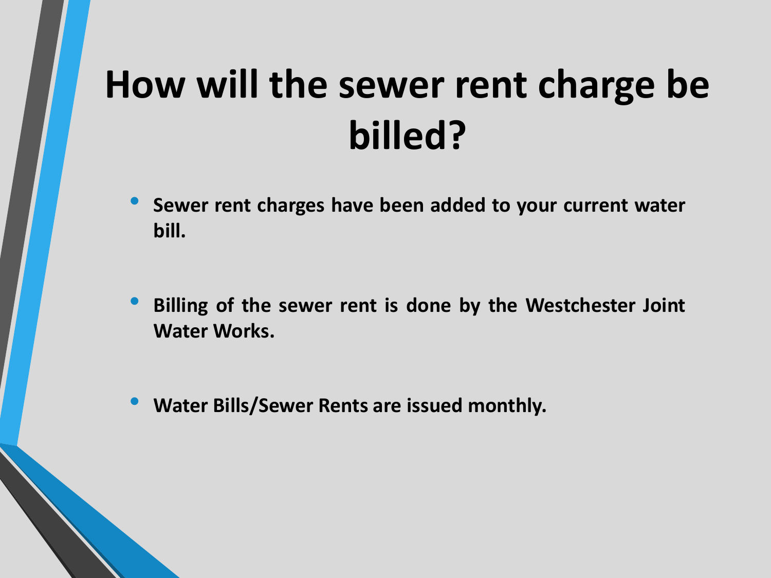# How will the sewer rent charge be billed?

- **Sewer rent charges have been added to your current water bill.**
- **Billing of the sewer rent is done by the Westchester Joint Water Works.**
- **Water Bills/Sewer Rents are issued monthly.**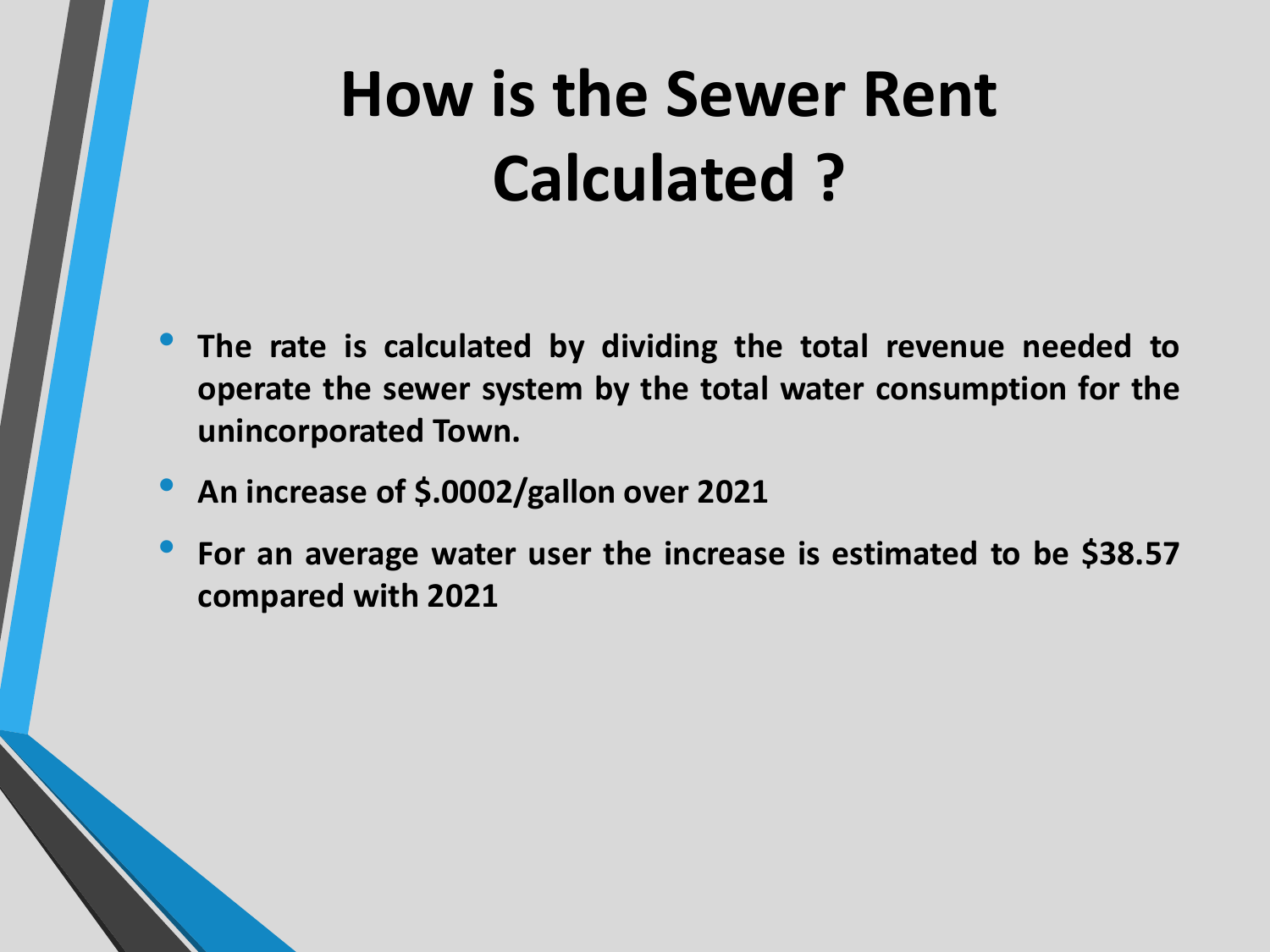# How is the Sewer Rent Calculated ?

- **The rate is calculated by dividing the total revenue needed to operate the sewer system by the total water consumption for the unincorporated Town.**
- **An increase of $.0002/gallon over 2021**
- **For an average water user the increase is estimated to be $38.57 compared with 2021**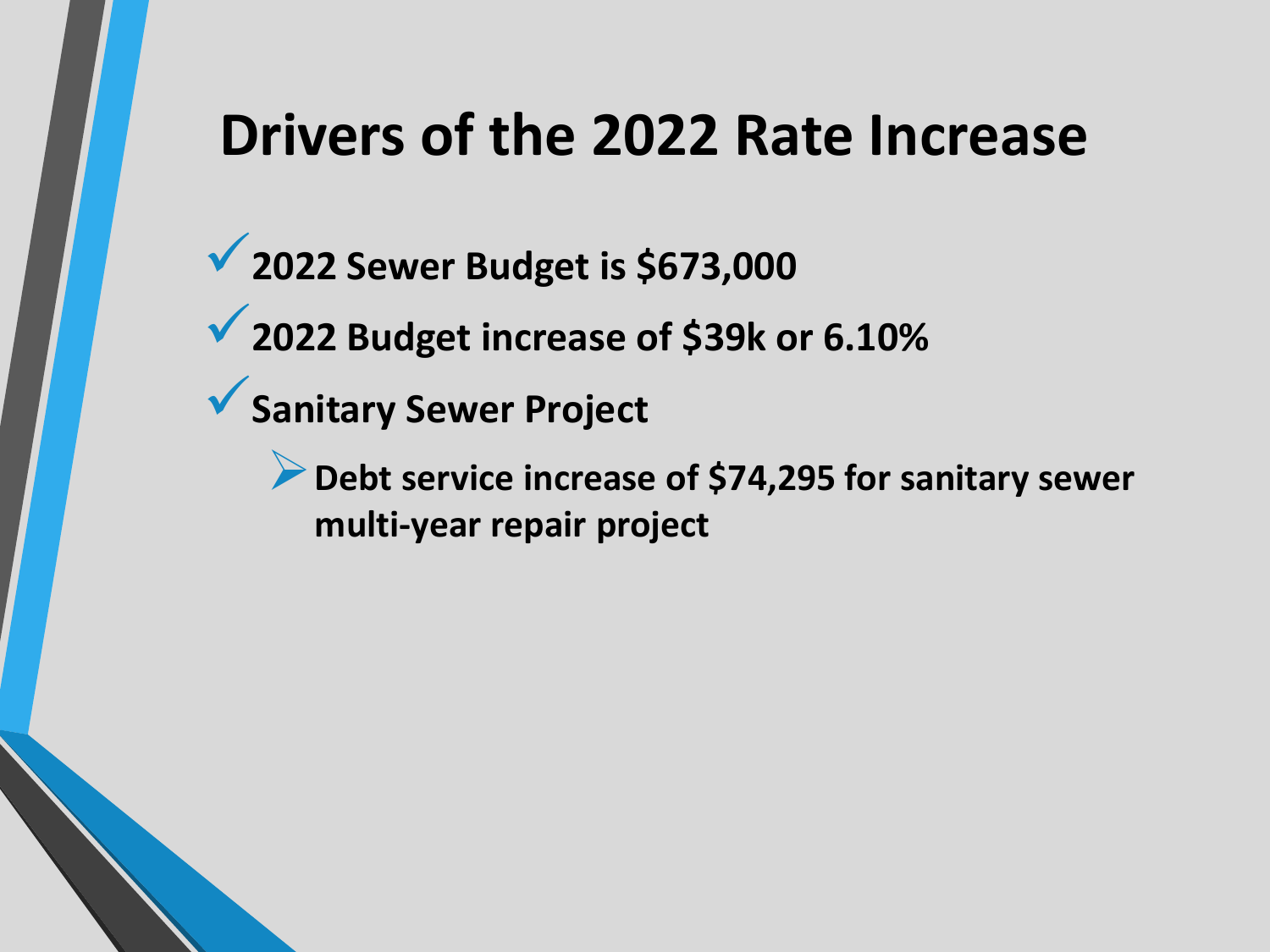# Drivers of the 2022 Rate Increase

- **2022 Sewer Budget is $673,000**
- **2022 Budget increase of $39k or 6.10%**
- **Sanitary Sewer Project**
  - **Debt service increase of $74,295 for sanitary sewer multi-year repair project**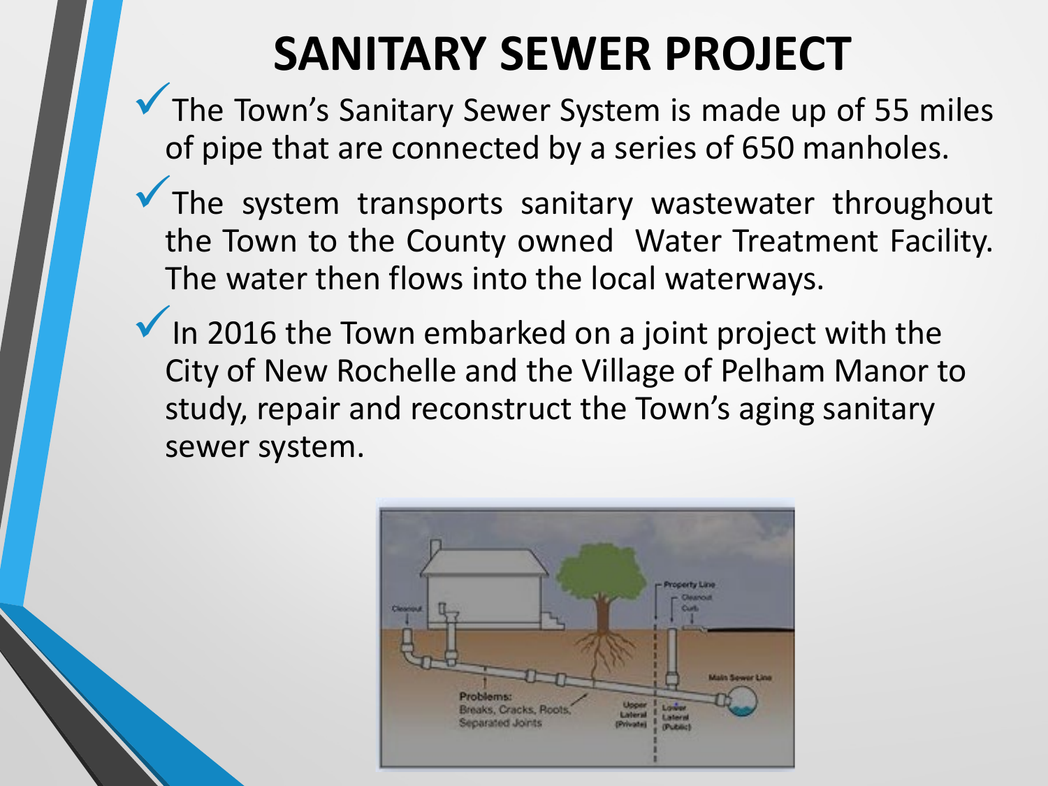# SANITARY SEWER PROJECT

- The Town's Sanitary Sewer System is made up of 55 miles of pipe that are connected by a series of 650 manholes.
- The system transports sanitary wastewater throughout the Town to the County owned Water Treatment Facility. The water then flows into the local waterways.
- In 2016 the Town embarked on a joint project with the City of New Rochelle and the Village of Pelham Manor to study, repair and reconstruct the Town's aging sanitary sewer system.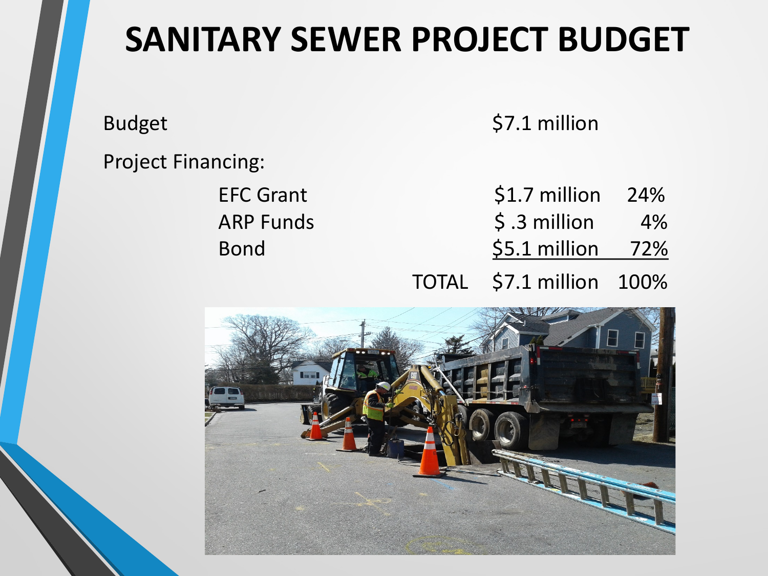# SANITARY SEWER PROJECT BUDGET

| | | |
|---|---|---|
| Budget | $7.1 million | |
| Project Financing: | | |
| EFC Grant | $1.7 million | 24% |
| ARP Funds | $ .3 million | 4% |
| Bond | $5.1 million | 72% |
| TOTAL | $7.1 million | 100% |